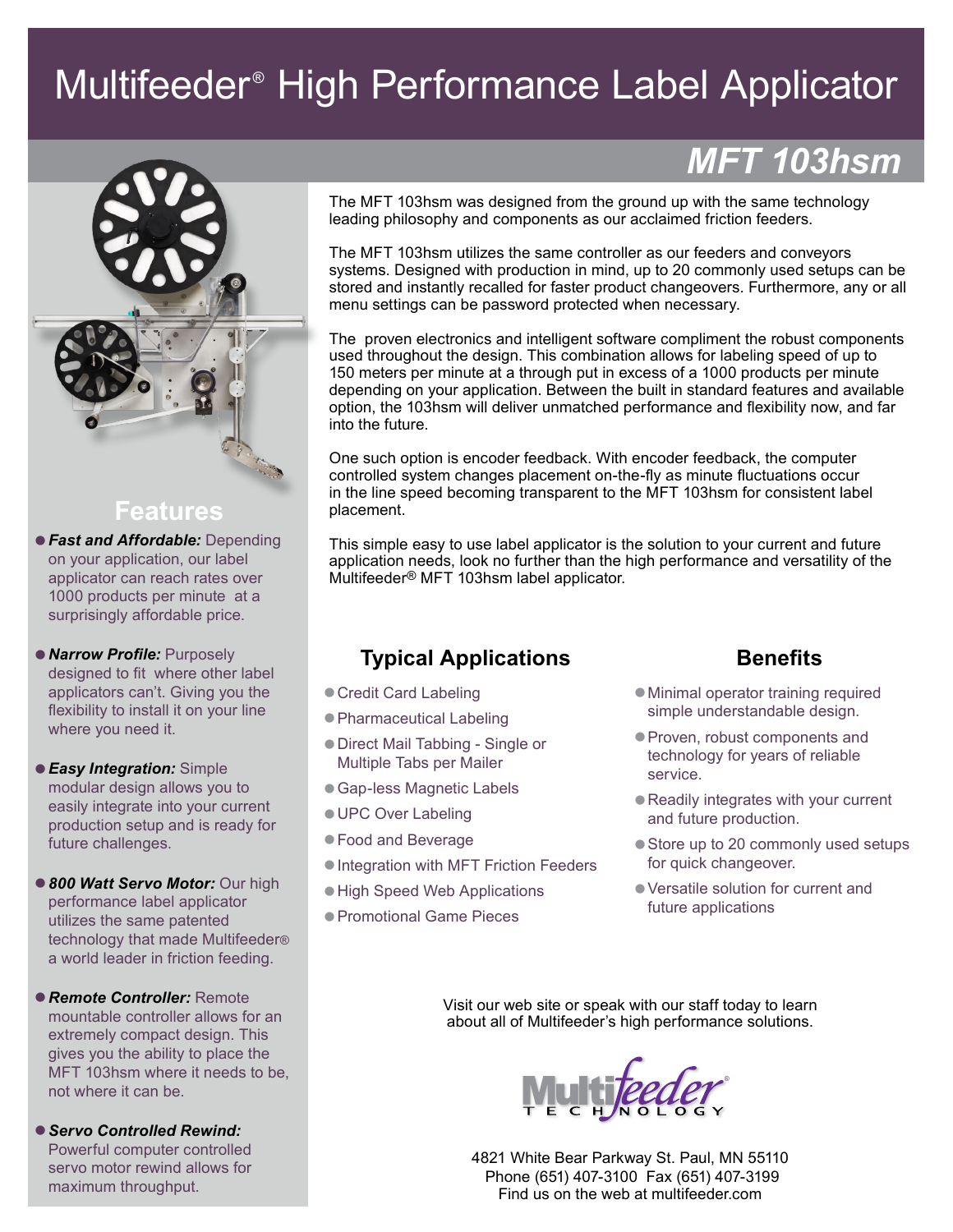# Multifeeder® High Performance Label Applicator

## MFT 103hsm

The MFT 103hsm was designed from the ground up with the same technology leading philosophy and components as our acclaimed friction feeders.

The MFT 103hsm utilizes the same controller as our feeders and conveyors systems. Designed with production in mind, up to 20 commonly used setups can be stored and instantly recalled for faster product changeovers. Furthermore, any or all menu settings can be password protected when necessary.

The proven electronics and intelligent software compliment the robust components used throughout the design. This combination allows for labeling speed of up to 150 meters per minute at a through put in excess of a 1000 products per minute depending on your application. Between the built in standard features and available option, the 103hsm will deliver unmatched performance and flexibility now, and far into the future.

One such option is encoder feedback. With encoder feedback, the computer controlled system changes placement on-the-fly as minute fluctuations occur in the line speed becoming transparent to the MFT 103hsm for consistent label placement.

This simple easy to use label applicator is the solution to your current and future application needs, look no further than the high performance and versatility of the Multifeeder® MFT 103hsm label applicator.

### Features

- ***Fast and Affordable:*** Depending on your application, our label applicator can reach rates over 1000 products per minute at a surprisingly affordable price.
- ***Narrow Profile:*** Purposely designed to fit where other label applicators can't. Giving you the flexibility to install it on your line where you need it.
- ***Easy Integration:*** Simple modular design allows you to easily integrate into your current production setup and is ready for future challenges.
- ***800 Watt Servo Motor:*** Our high performance label applicator utilizes the same patented technology that made Multifeeder® a world leader in friction feeding.
- ***Remote Controller:*** Remote mountable controller allows for an extremely compact design. This gives you the ability to place the MFT 103hsm where it needs to be, not where it can be.
- ***Servo Controlled Rewind:*** Powerful computer controlled servo motor rewind allows for maximum throughput.

### Typical Applications

- Credit Card Labeling
- Pharmaceutical Labeling
- Direct Mail Tabbing - Single or Multiple Tabs per Mailer
- Gap-less Magnetic Labels
- UPC Over Labeling
- Food and Beverage
- Integration with MFT Friction Feeders
- High Speed Web Applications
- Promotional Game Pieces

### Benefits

- Minimal operator training required simple understandable design.
- Proven, robust components and technology for years of reliable service.
- Readily integrates with your current and future production.
- Store up to 20 commonly used setups for quick changeover.
- Versatile solution for current and future applications

Visit our web site or speak with our staff today to learn about all of Multifeeder's high performance solutions.

Multifeeder® TECHNOLOGY

4821 White Bear Parkway St. Paul, MN 55110
Phone (651) 407-3100 Fax (651) 407-3199
Find us on the web at multifeeder.com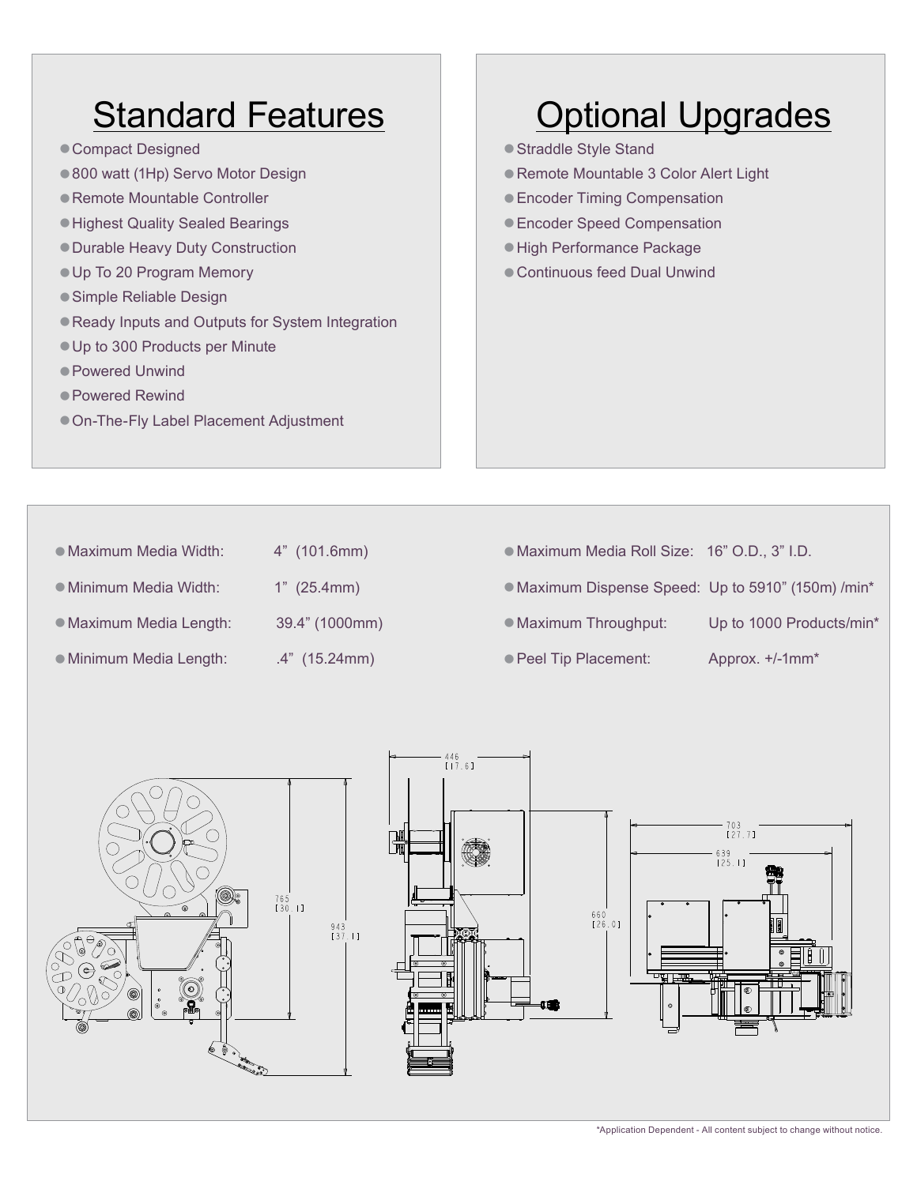## Standard Features

- Compact Designed
- 800 watt (1Hp) Servo Motor Design
- Remote Mountable Controller
- Highest Quality Sealed Bearings
- Durable Heavy Duty Construction
- Up To 20 Program Memory
- Simple Reliable Design
- Ready Inputs and Outputs for System Integration
- Up to 300 Products per Minute
- Powered Unwind
- Powered Rewind
- On-The-Fly Label Placement Adjustment

## Optional Upgrades

- Straddle Style Stand
- Remote Mountable 3 Color Alert Light
- Encoder Timing Compensation
- Encoder Speed Compensation
- High Performance Package
- Continuous feed Dual Unwind

| | |
|---|---|
| Maximum Media Width: | 4” (101.6mm) |
| Minimum Media Width: | 1” (25.4mm) |
| Maximum Media Length: | 39.4” (1000mm) |
| Minimum Media Length: | .4” (15.24mm) |
| Maximum Media Roll Size: | 16” O.D., 3” I.D. |
| Maximum Dispense Speed: | Up to 5910” (150m) /min* |
| Maximum Throughput: | Up to 1000 Products/min* |
| Peel Tip Placement: | Approx. +/-1mm* |

765
[30.1]

943
[37.1]

446
[17.6]

660
[26.0]

703
[27.7]

639
[25.1]

*Application Dependent - All content subject to change without notice.